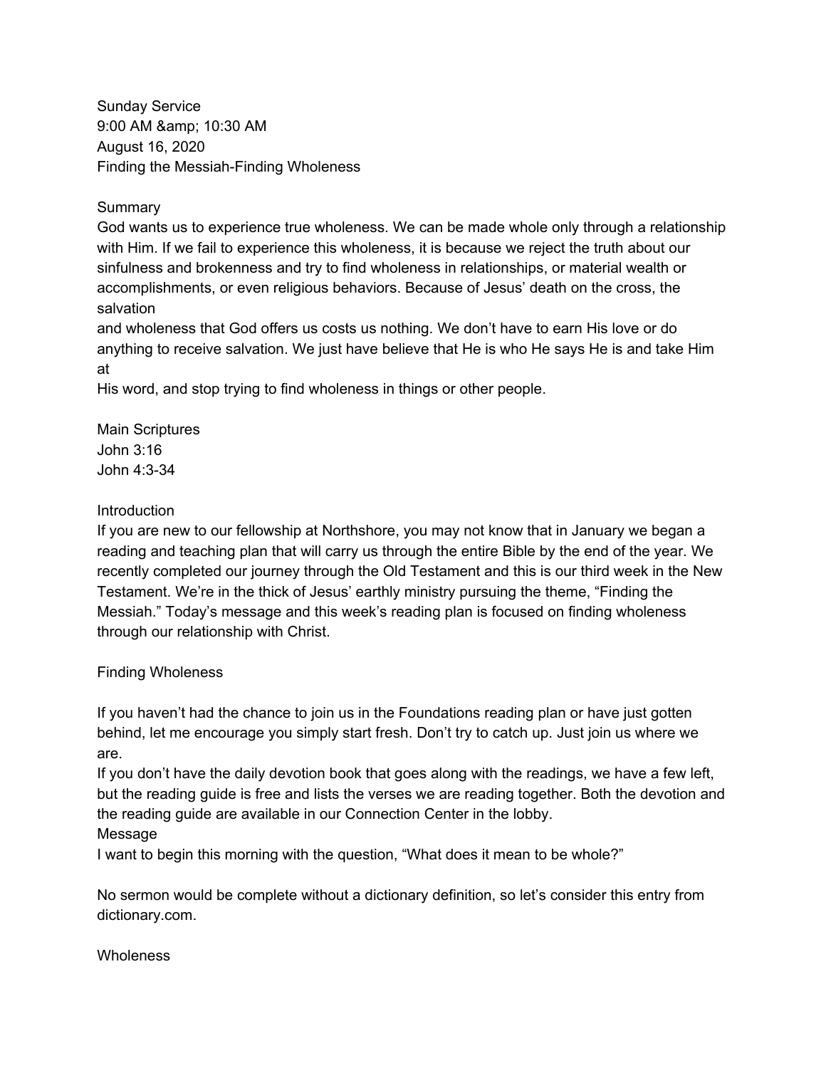Sunday Service
9:00 AM &amp; 10:30 AM
August 16, 2020
Finding the Messiah-Finding Wholeness

## Summary

God wants us to experience true wholeness. We can be made whole only through a relationship with Him. If we fail to experience this wholeness, it is because we reject the truth about our sinfulness and brokenness and try to find wholeness in relationships, or material wealth or accomplishments, or even religious behaviors. Because of Jesus' death on the cross, the salvation
and wholeness that God offers us costs us nothing. We don't have to earn His love or do anything to receive salvation. We just have believe that He is who He says He is and take Him at
His word, and stop trying to find wholeness in things or other people.

## Main Scriptures

John 3:16
John 4:3-34

## Introduction

If you are new to our fellowship at Northshore, you may not know that in January we began a reading and teaching plan that will carry us through the entire Bible by the end of the year. We recently completed our journey through the Old Testament and this is our third week in the New Testament. We're in the thick of Jesus' earthly ministry pursuing the theme, "Finding the Messiah." Today's message and this week's reading plan is focused on finding wholeness through our relationship with Christ.

## Finding Wholeness

If you haven't had the chance to join us in the Foundations reading plan or have just gotten behind, let me encourage you simply start fresh. Don't try to catch up. Just join us where we are.
If you don't have the daily devotion book that goes along with the readings, we have a few left, but the reading guide is free and lists the verses we are reading together. Both the devotion and the reading guide are available in our Connection Center in the lobby.

## Message

I want to begin this morning with the question, "What does it mean to be whole?"

No sermon would be complete without a dictionary definition, so let's consider this entry from dictionary.com.

Wholeness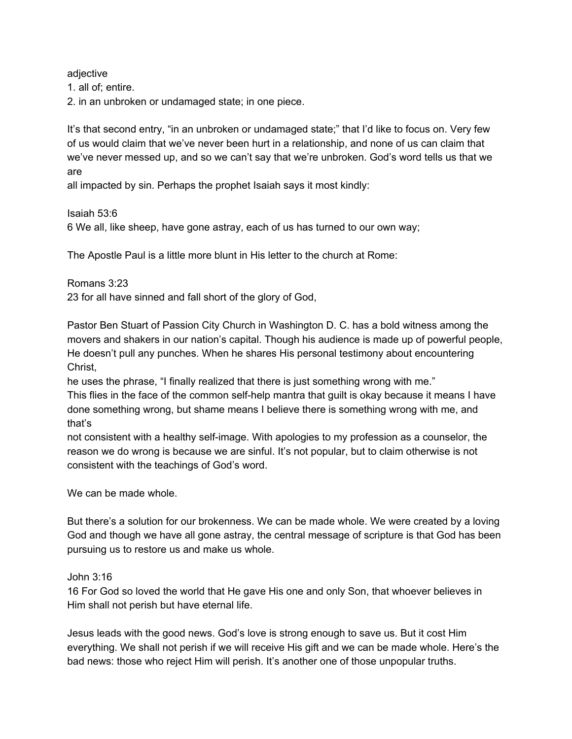adjective

1. all of; entire.
2. in an unbroken or undamaged state; in one piece.

It's that second entry, "in an unbroken or undamaged state;" that I'd like to focus on. Very few of us would claim that we've never been hurt in a relationship, and none of us can claim that we've never messed up, and so we can't say that we're unbroken. God's word tells us that we are all impacted by sin. Perhaps the prophet Isaiah says it most kindly:

Isaiah 53:6
6 We all, like sheep, have gone astray, each of us has turned to our own way;

The Apostle Paul is a little more blunt in His letter to the church at Rome:

Romans 3:23
23 for all have sinned and fall short of the glory of God,

Pastor Ben Stuart of Passion City Church in Washington D. C. has a bold witness among the movers and shakers in our nation's capital. Though his audience is made up of powerful people, He doesn't pull any punches. When he shares His personal testimony about encountering Christ, he uses the phrase, "I finally realized that there is just something wrong with me."
This flies in the face of the common self-help mantra that guilt is okay because it means I have done something wrong, but shame means I believe there is something wrong with me, and that's not consistent with a healthy self-image. With apologies to my profession as a counselor, the reason we do wrong is because we are sinful. It's not popular, but to claim otherwise is not consistent with the teachings of God's word.

We can be made whole.

But there's a solution for our brokenness. We can be made whole. We were created by a loving God and though we have all gone astray, the central message of scripture is that God has been pursuing us to restore us and make us whole.

John 3:16
16 For God so loved the world that He gave His one and only Son, that whoever believes in Him shall not perish but have eternal life.

Jesus leads with the good news. God's love is strong enough to save us. But it cost Him everything. We shall not perish if we will receive His gift and we can be made whole. Here's the bad news: those who reject Him will perish. It's another one of those unpopular truths.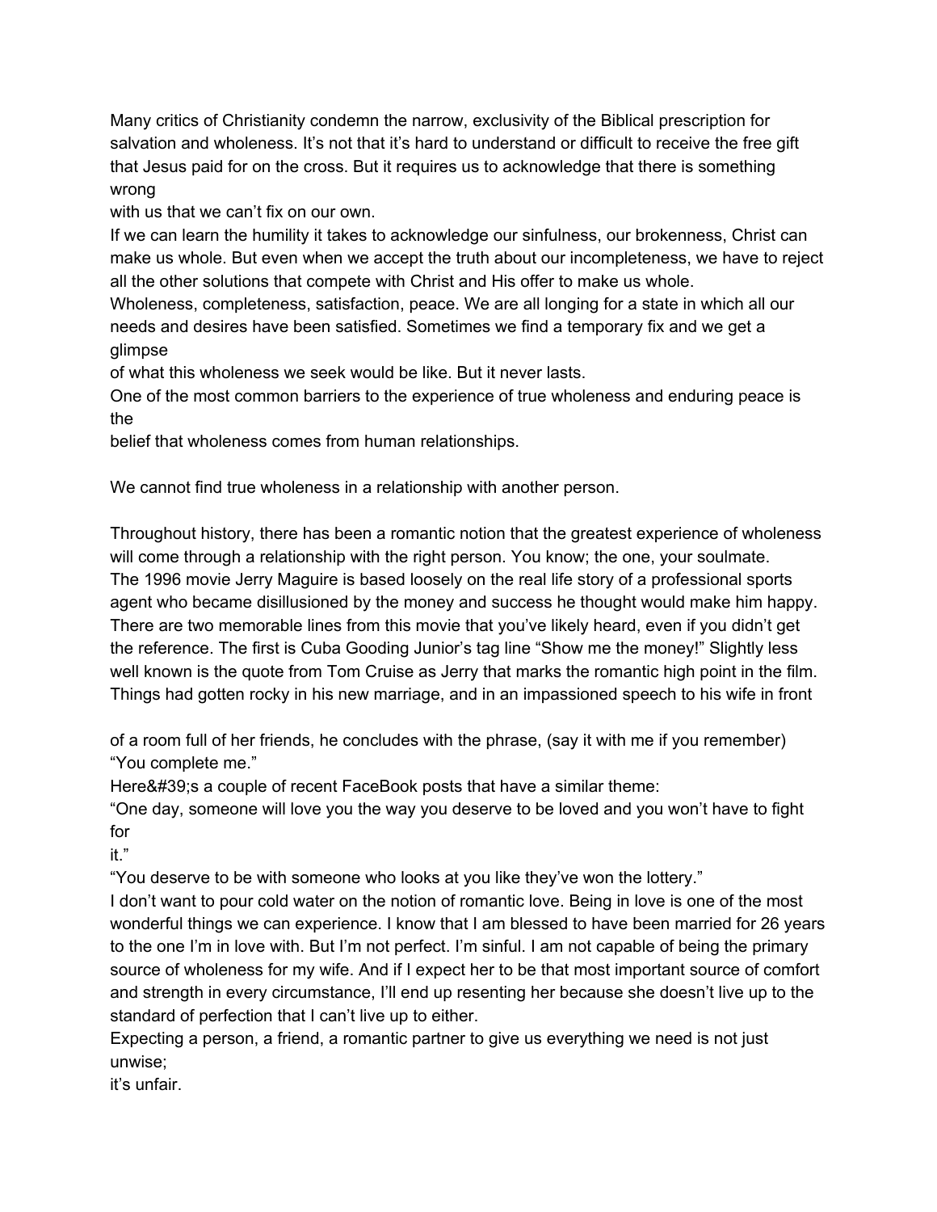Many critics of Christianity condemn the narrow, exclusivity of the Biblical prescription for salvation and wholeness. It's not that it's hard to understand or difficult to receive the free gift that Jesus paid for on the cross. But it requires us to acknowledge that there is something wrong with us that we can't fix on our own.

If we can learn the humility it takes to acknowledge our sinfulness, our brokenness, Christ can make us whole. But even when we accept the truth about our incompleteness, we have to reject all the other solutions that compete with Christ and His offer to make us whole.

Wholeness, completeness, satisfaction, peace. We are all longing for a state in which all our needs and desires have been satisfied. Sometimes we find a temporary fix and we get a glimpse of what this wholeness we seek would be like. But it never lasts.

One of the most common barriers to the experience of true wholeness and enduring peace is the belief that wholeness comes from human relationships.

We cannot find true wholeness in a relationship with another person.

Throughout history, there has been a romantic notion that the greatest experience of wholeness will come through a relationship with the right person. You know; the one, your soulmate.

The 1996 movie Jerry Maguire is based loosely on the real life story of a professional sports agent who became disillusioned by the money and success he thought would make him happy. There are two memorable lines from this movie that you've likely heard, even if you didn't get the reference. The first is Cuba Gooding Junior's tag line "Show me the money!" Slightly less well known is the quote from Tom Cruise as Jerry that marks the romantic high point in the film. Things had gotten rocky in his new marriage, and in an impassioned speech to his wife in front of a room full of her friends, he concludes with the phrase, (say it with me if you remember) "You complete me."

Here&#39;s a couple of recent FaceBook posts that have a similar theme:

"One day, someone will love you the way you deserve to be loved and you won't have to fight for it."

"You deserve to be with someone who looks at you like they've won the lottery."

I don't want to pour cold water on the notion of romantic love. Being in love is one of the most wonderful things we can experience. I know that I am blessed to have been married for 26 years to the one I'm in love with. But I'm not perfect. I'm sinful. I am not capable of being the primary source of wholeness for my wife. And if I expect her to be that most important source of comfort and strength in every circumstance, I'll end up resenting her because she doesn't live up to the standard of perfection that I can't live up to either.

Expecting a person, a friend, a romantic partner to give us everything we need is not just unwise; it's unfair.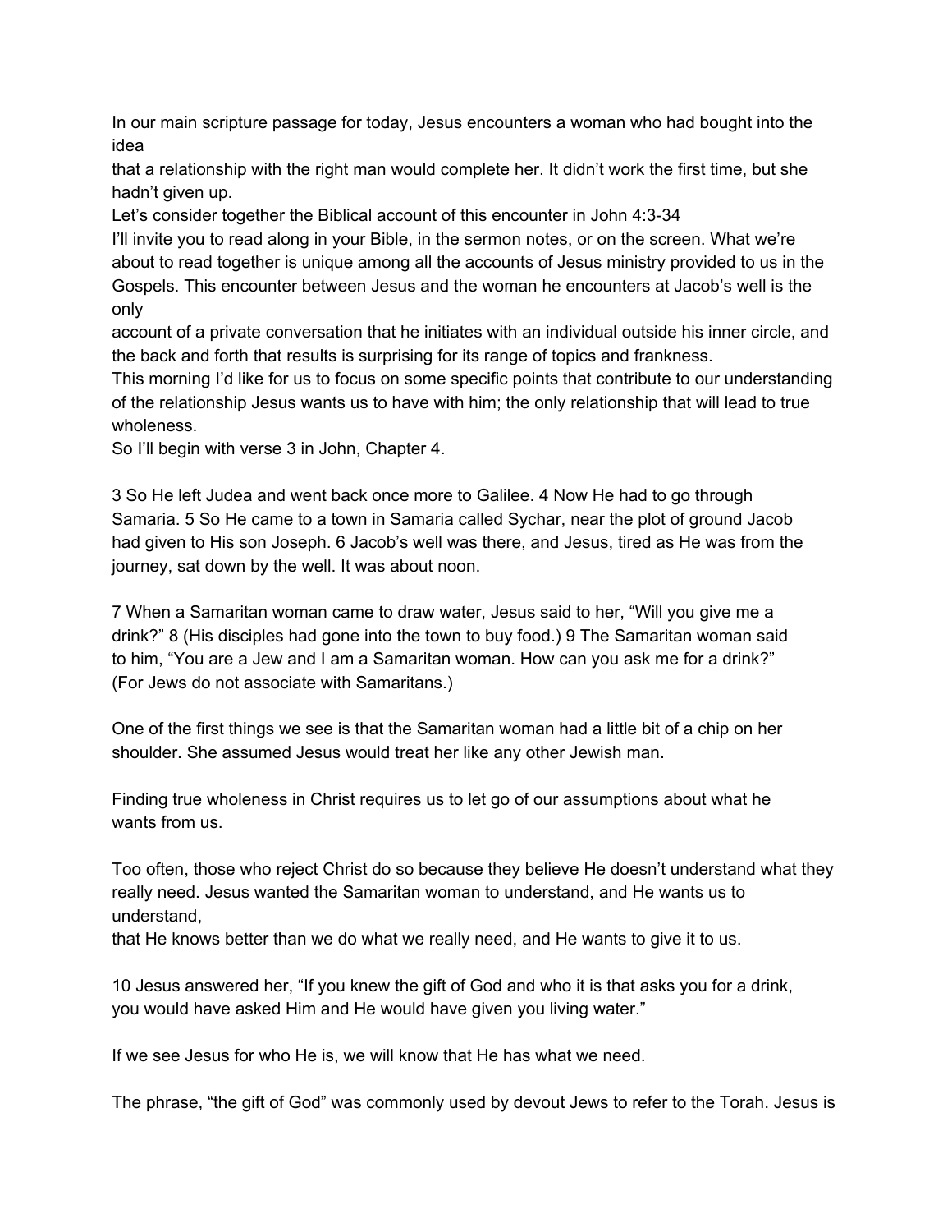In our main scripture passage for today, Jesus encounters a woman who had bought into the idea that a relationship with the right man would complete her. It didn't work the first time, but she hadn't given up.

Let's consider together the Biblical account of this encounter in John 4:3-34

I'll invite you to read along in your Bible, in the sermon notes, or on the screen. What we're about to read together is unique among all the accounts of Jesus ministry provided to us in the Gospels. This encounter between Jesus and the woman he encounters at Jacob's well is the only account of a private conversation that he initiates with an individual outside his inner circle, and the back and forth that results is surprising for its range of topics and frankness.

This morning I'd like for us to focus on some specific points that contribute to our understanding of the relationship Jesus wants us to have with him; the only relationship that will lead to true wholeness.

So I'll begin with verse 3 in John, Chapter 4.

3 So He left Judea and went back once more to Galilee. 4 Now He had to go through Samaria. 5 So He came to a town in Samaria called Sychar, near the plot of ground Jacob had given to His son Joseph. 6 Jacob's well was there, and Jesus, tired as He was from the journey, sat down by the well. It was about noon.

7 When a Samaritan woman came to draw water, Jesus said to her, "Will you give me a drink?" 8 (His disciples had gone into the town to buy food.) 9 The Samaritan woman said to him, "You are a Jew and I am a Samaritan woman. How can you ask me for a drink?" (For Jews do not associate with Samaritans.)

One of the first things we see is that the Samaritan woman had a little bit of a chip on her shoulder. She assumed Jesus would treat her like any other Jewish man.

Finding true wholeness in Christ requires us to let go of our assumptions about what he wants from us.

Too often, those who reject Christ do so because they believe He doesn't understand what they really need. Jesus wanted the Samaritan woman to understand, and He wants us to understand, that He knows better than we do what we really need, and He wants to give it to us.

10 Jesus answered her, "If you knew the gift of God and who it is that asks you for a drink, you would have asked Him and He would have given you living water."

If we see Jesus for who He is, we will know that He has what we need.

The phrase, "the gift of God" was commonly used by devout Jews to refer to the Torah. Jesus is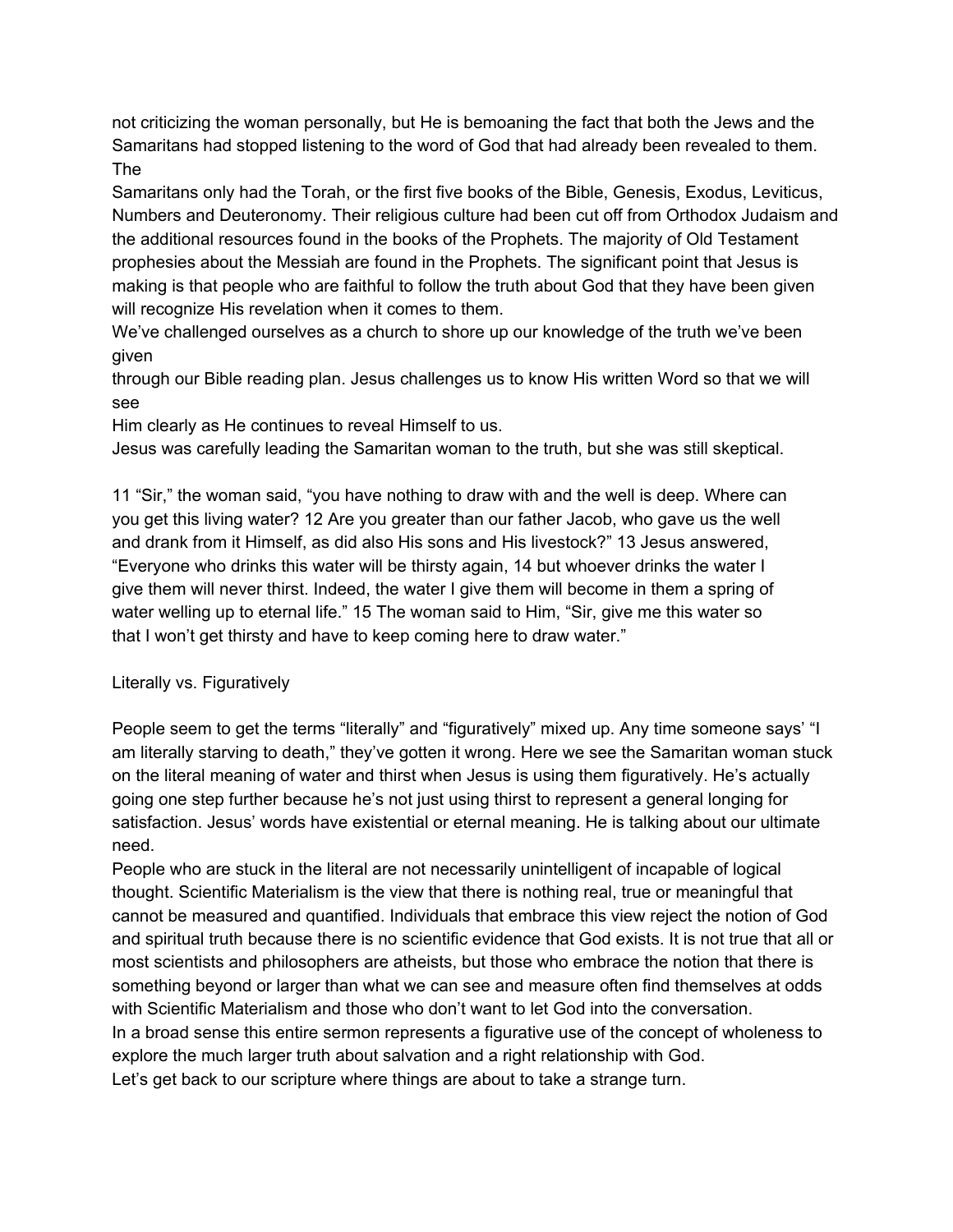not criticizing the woman personally, but He is bemoaning the fact that both the Jews and the Samaritans had stopped listening to the word of God that had already been revealed to them. The

Samaritans only had the Torah, or the first five books of the Bible, Genesis, Exodus, Leviticus, Numbers and Deuteronomy. Their religious culture had been cut off from Orthodox Judaism and the additional resources found in the books of the Prophets. The majority of Old Testament prophesies about the Messiah are found in the Prophets. The significant point that Jesus is making is that people who are faithful to follow the truth about God that they have been given will recognize His revelation when it comes to them.

We've challenged ourselves as a church to shore up our knowledge of the truth we've been given

through our Bible reading plan. Jesus challenges us to know His written Word so that we will see

Him clearly as He continues to reveal Himself to us.

Jesus was carefully leading the Samaritan woman to the truth, but she was still skeptical.

11 "Sir," the woman said, "you have nothing to draw with and the well is deep. Where can you get this living water? 12 Are you greater than our father Jacob, who gave us the well and drank from it Himself, as did also His sons and His livestock?" 13 Jesus answered, "Everyone who drinks this water will be thirsty again, 14 but whoever drinks the water I give them will never thirst. Indeed, the water I give them will become in them a spring of water welling up to eternal life." 15 The woman said to Him, "Sir, give me this water so that I won't get thirsty and have to keep coming here to draw water."

Literally vs. Figuratively

People seem to get the terms "literally" and "figuratively" mixed up. Any time someone says' "I am literally starving to death," they've gotten it wrong. Here we see the Samaritan woman stuck on the literal meaning of water and thirst when Jesus is using them figuratively. He's actually going one step further because he's not just using thirst to represent a general longing for satisfaction. Jesus' words have existential or eternal meaning. He is talking about our ultimate need.

People who are stuck in the literal are not necessarily unintelligent of incapable of logical thought. Scientific Materialism is the view that there is nothing real, true or meaningful that cannot be measured and quantified. Individuals that embrace this view reject the notion of God and spiritual truth because there is no scientific evidence that God exists. It is not true that all or most scientists and philosophers are atheists, but those who embrace the notion that there is something beyond or larger than what we can see and measure often find themselves at odds with Scientific Materialism and those who don't want to let God into the conversation.

In a broad sense this entire sermon represents a figurative use of the concept of wholeness to explore the much larger truth about salvation and a right relationship with God.

Let's get back to our scripture where things are about to take a strange turn.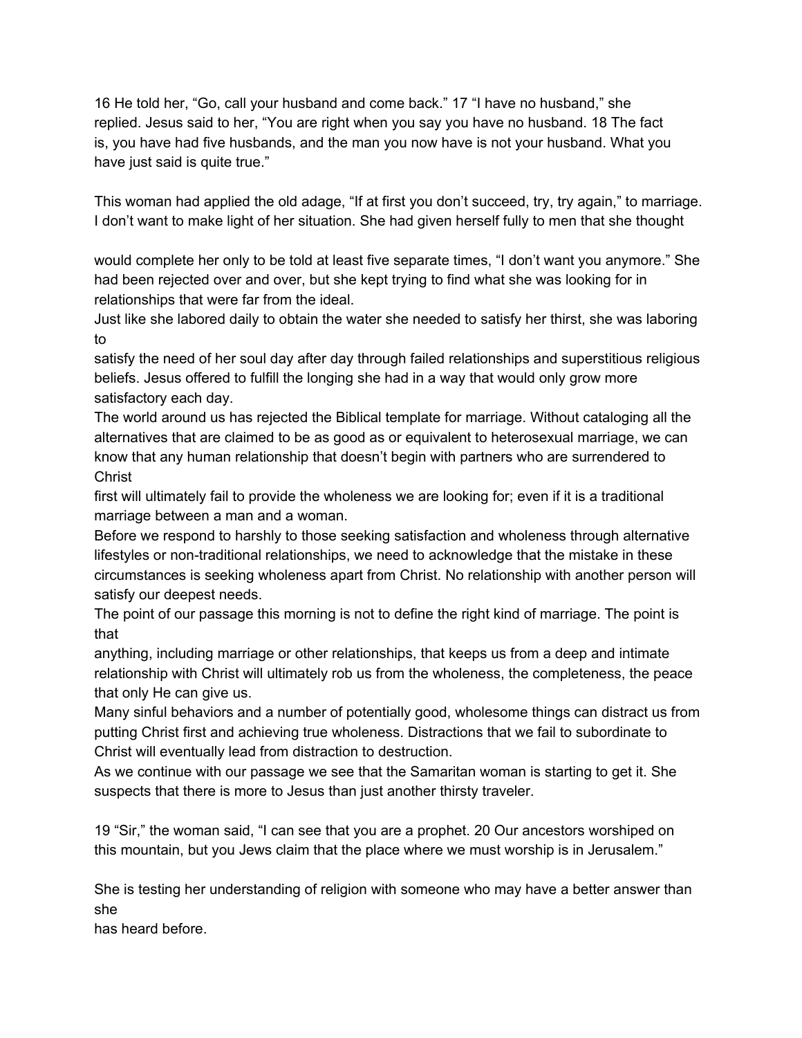16 He told her, “Go, call your husband and come back.” 17 “I have no husband,” she replied. Jesus said to her, “You are right when you say you have no husband. 18 The fact is, you have had five husbands, and the man you now have is not your husband. What you have just said is quite true.”

This woman had applied the old adage, “If at first you don’t succeed, try, try again,” to marriage. I don’t want to make light of her situation. She had given herself fully to men that she thought would complete her only to be told at least five separate times, “I don’t want you anymore.” She had been rejected over and over, but she kept trying to find what she was looking for in relationships that were far from the ideal.

Just like she labored daily to obtain the water she needed to satisfy her thirst, she was laboring to satisfy the need of her soul day after day through failed relationships and superstitious religious beliefs. Jesus offered to fulfill the longing she had in a way that would only grow more satisfactory each day.

The world around us has rejected the Biblical template for marriage. Without cataloging all the alternatives that are claimed to be as good as or equivalent to heterosexual marriage, we can know that any human relationship that doesn’t begin with partners who are surrendered to Christ first will ultimately fail to provide the wholeness we are looking for; even if it is a traditional marriage between a man and a woman.

Before we respond to harshly to those seeking satisfaction and wholeness through alternative lifestyles or non-traditional relationships, we need to acknowledge that the mistake in these circumstances is seeking wholeness apart from Christ. No relationship with another person will satisfy our deepest needs.

The point of our passage this morning is not to define the right kind of marriage. The point is that anything, including marriage or other relationships, that keeps us from a deep and intimate relationship with Christ will ultimately rob us from the wholeness, the completeness, the peace that only He can give us.

Many sinful behaviors and a number of potentially good, wholesome things can distract us from putting Christ first and achieving true wholeness. Distractions that we fail to subordinate to Christ will eventually lead from distraction to destruction.

As we continue with our passage we see that the Samaritan woman is starting to get it. She suspects that there is more to Jesus than just another thirsty traveler.

19 “Sir,” the woman said, “I can see that you are a prophet. 20 Our ancestors worshiped on this mountain, but you Jews claim that the place where we must worship is in Jerusalem.”

She is testing her understanding of religion with someone who may have a better answer than she has heard before.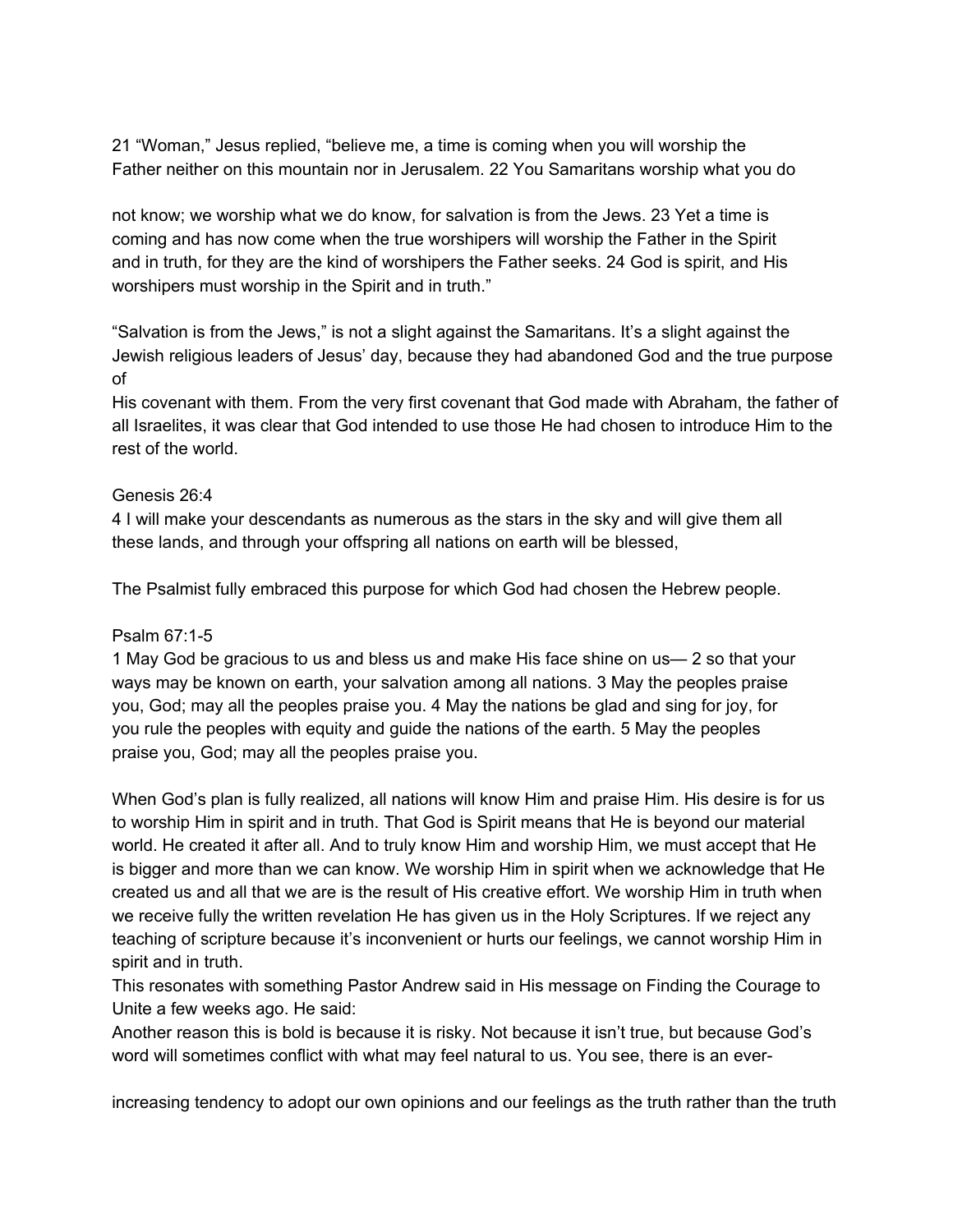21 "Woman," Jesus replied, "believe me, a time is coming when you will worship the Father neither on this mountain nor in Jerusalem. 22 You Samaritans worship what you do not know; we worship what we do know, for salvation is from the Jews. 23 Yet a time is coming and has now come when the true worshipers will worship the Father in the Spirit and in truth, for they are the kind of worshipers the Father seeks. 24 God is spirit, and His worshipers must worship in the Spirit and in truth."

"Salvation is from the Jews," is not a slight against the Samaritans. It's a slight against the Jewish religious leaders of Jesus' day, because they had abandoned God and the true purpose of His covenant with them. From the very first covenant that God made with Abraham, the father of all Israelites, it was clear that God intended to use those He had chosen to introduce Him to the rest of the world.

Genesis 26:4
4 I will make your descendants as numerous as the stars in the sky and will give them all these lands, and through your offspring all nations on earth will be blessed,

The Psalmist fully embraced this purpose for which God had chosen the Hebrew people.

Psalm 67:1-5
1 May God be gracious to us and bless us and make His face shine on us— 2 so that your ways may be known on earth, your salvation among all nations. 3 May the peoples praise you, God; may all the peoples praise you. 4 May the nations be glad and sing for joy, for you rule the peoples with equity and guide the nations of the earth. 5 May the peoples praise you, God; may all the peoples praise you.

When God's plan is fully realized, all nations will know Him and praise Him. His desire is for us to worship Him in spirit and in truth. That God is Spirit means that He is beyond our material world. He created it after all. And to truly know Him and worship Him, we must accept that He is bigger and more than we can know. We worship Him in spirit when we acknowledge that He created us and all that we are is the result of His creative effort. We worship Him in truth when we receive fully the written revelation He has given us in the Holy Scriptures. If we reject any teaching of scripture because it's inconvenient or hurts our feelings, we cannot worship Him in spirit and in truth.
This resonates with something Pastor Andrew said in His message on Finding the Courage to Unite a few weeks ago. He said:
Another reason this is bold is because it is risky. Not because it isn't true, but because God's word will sometimes conflict with what may feel natural to us. You see, there is an ever-increasing tendency to adopt our own opinions and our feelings as the truth rather than the truth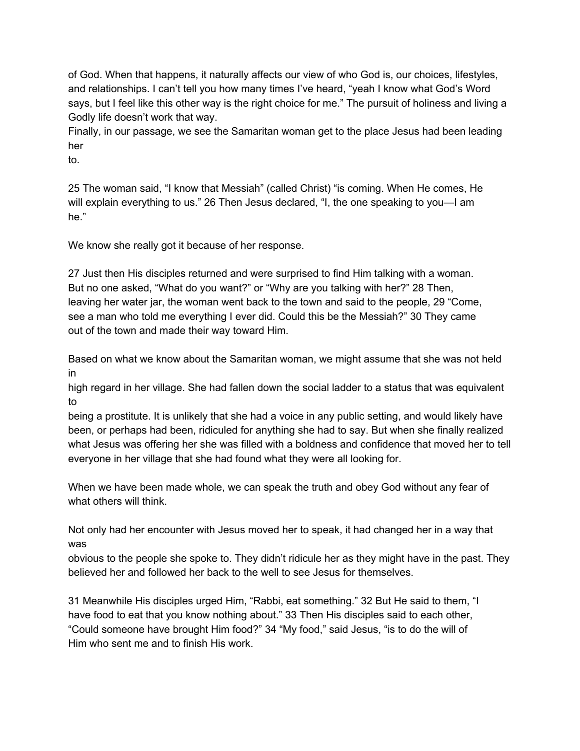of God. When that happens, it naturally affects our view of who God is, our choices, lifestyles, and relationships. I can't tell you how many times I've heard, "yeah I know what God's Word says, but I feel like this other way is the right choice for me." The pursuit of holiness and living a Godly life doesn't work that way.

Finally, in our passage, we see the Samaritan woman get to the place Jesus had been leading her to.

25 The woman said, "I know that Messiah" (called Christ) "is coming. When He comes, He will explain everything to us." 26 Then Jesus declared, "I, the one speaking to you—I am he."

We know she really got it because of her response.

27 Just then His disciples returned and were surprised to find Him talking with a woman. But no one asked, "What do you want?" or "Why are you talking with her?" 28 Then, leaving her water jar, the woman went back to the town and said to the people, 29 "Come, see a man who told me everything I ever did. Could this be the Messiah?" 30 They came out of the town and made their way toward Him.

Based on what we know about the Samaritan woman, we might assume that she was not held in high regard in her village. She had fallen down the social ladder to a status that was equivalent to being a prostitute. It is unlikely that she had a voice in any public setting, and would likely have been, or perhaps had been, ridiculed for anything she had to say. But when she finally realized what Jesus was offering her she was filled with a boldness and confidence that moved her to tell everyone in her village that she had found what they were all looking for.

When we have been made whole, we can speak the truth and obey God without any fear of what others will think.

Not only had her encounter with Jesus moved her to speak, it had changed her in a way that was obvious to the people she spoke to. They didn't ridicule her as they might have in the past. They believed her and followed her back to the well to see Jesus for themselves.

31 Meanwhile His disciples urged Him, "Rabbi, eat something." 32 But He said to them, "I have food to eat that you know nothing about." 33 Then His disciples said to each other, "Could someone have brought Him food?" 34 "My food," said Jesus, "is to do the will of Him who sent me and to finish His work.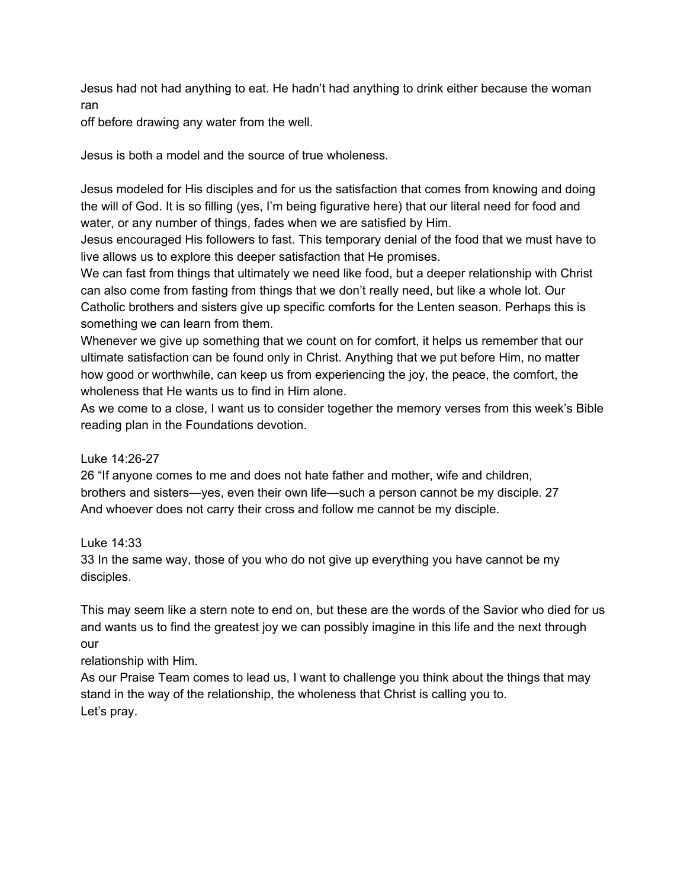Jesus had not had anything to eat. He hadn't had anything to drink either because the woman ran off before drawing any water from the well.

Jesus is both a model and the source of true wholeness.

Jesus modeled for His disciples and for us the satisfaction that comes from knowing and doing the will of God. It is so filling (yes, I'm being figurative here) that our literal need for food and water, or any number of things, fades when we are satisfied by Him.

Jesus encouraged His followers to fast. This temporary denial of the food that we must have to live allows us to explore this deeper satisfaction that He promises.

We can fast from things that ultimately we need like food, but a deeper relationship with Christ can also come from fasting from things that we don't really need, but like a whole lot. Our Catholic brothers and sisters give up specific comforts for the Lenten season. Perhaps this is something we can learn from them.

Whenever we give up something that we count on for comfort, it helps us remember that our ultimate satisfaction can be found only in Christ. Anything that we put before Him, no matter how good or worthwhile, can keep us from experiencing the joy, the peace, the comfort, the wholeness that He wants us to find in Him alone.

As we come to a close, I want us to consider together the memory verses from this week's Bible reading plan in the Foundations devotion.

Luke 14:26-27

26 "If anyone comes to me and does not hate father and mother, wife and children, brothers and sisters—yes, even their own life—such a person cannot be my disciple. 27 And whoever does not carry their cross and follow me cannot be my disciple.

Luke 14:33

33 In the same way, those of you who do not give up everything you have cannot be my disciples.

This may seem like a stern note to end on, but these are the words of the Savior who died for us and wants us to find the greatest joy we can possibly imagine in this life and the next through our relationship with Him.

As our Praise Team comes to lead us, I want to challenge you think about the things that may stand in the way of the relationship, the wholeness that Christ is calling you to.

Let's pray.